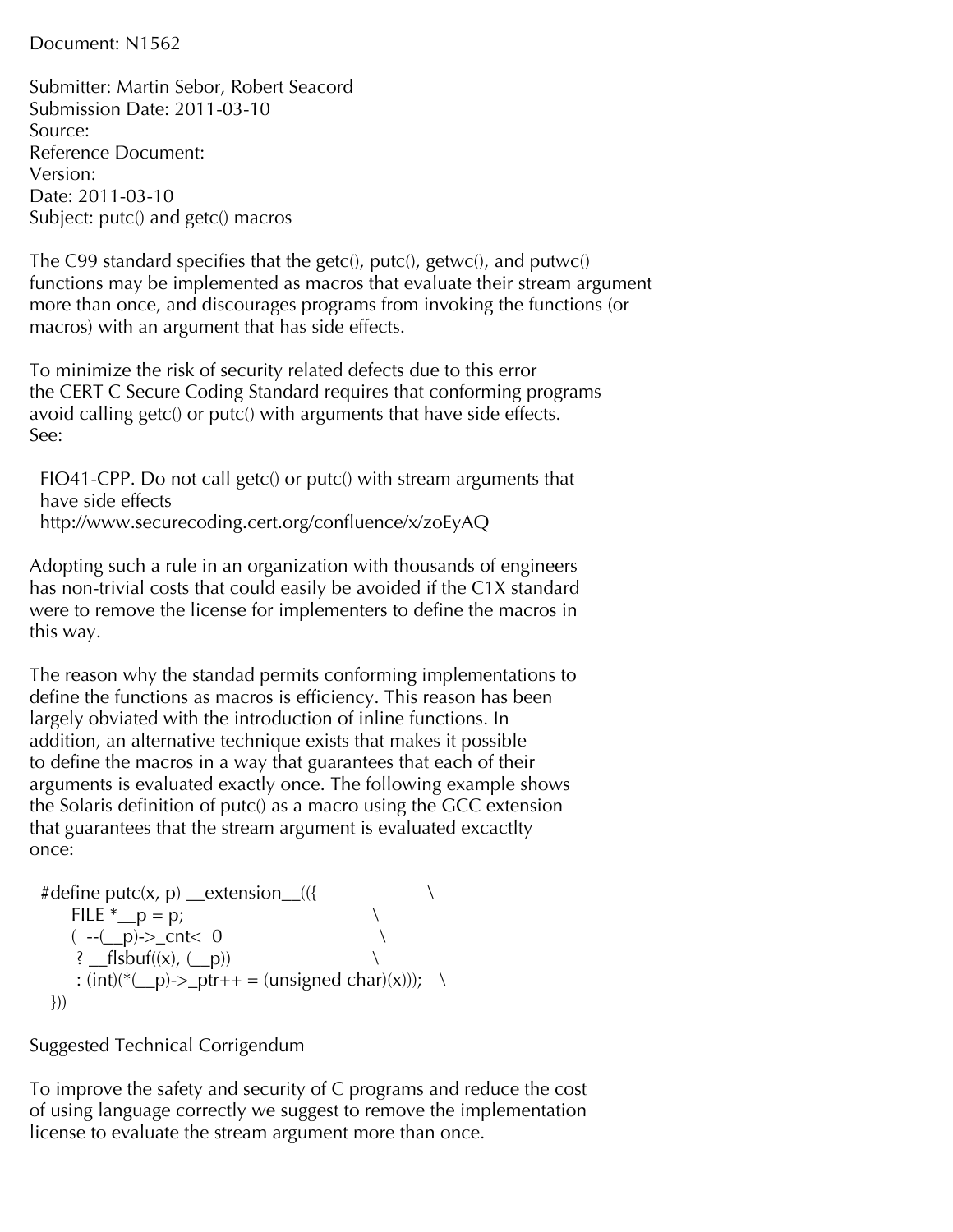Document: N1562

Submitter: Martin Sebor, Robert Seacord
Submission Date: 2011-03-10
Source:
Reference Document:
Version:
Date: 2011-03-10
Subject: putc() and getc() macros

The C99 standard specifies that the getc(), putc(), getwc(), and putwc() functions may be implemented as macros that evaluate their stream argument more than once, and discourages programs from invoking the functions (or macros) with an argument that has side effects.

To minimize the risk of security related defects due to this error the CERT C Secure Coding Standard requires that conforming programs avoid calling getc() or putc() with arguments that have side effects. See:

FIO41-CPP. Do not call getc() or putc() with stream arguments that have side effects
http://www.securecoding.cert.org/confluence/x/zoEyAQ

Adopting such a rule in an organization with thousands of engineers has non-trivial costs that could easily be avoided if the C1X standard were to remove the license for implementers to define the macros in this way.

The reason why the standad permits conforming implementations to define the functions as macros is efficiency. This reason has been largely obviated with the introduction of inline functions. In addition, an alternative technique exists that makes it possible to define the macros in a way that guarantees that each of their arguments is evaluated exactly once. The following example shows the Solaris definition of putc() as a macro using the GCC extension that guarantees that the stream argument is evaluated excactlty once:

```
#define putc(x, p) __extension__(({                    \
      FILE *__p = p;                                   \
      (  --(__p)->_cnt<  0                             \
       ? __flsbuf((x), (__p))                          \
       : (int)(*(__p)->_ptr++ = (unsigned char)(x)));   \
  }))
```

Suggested Technical Corrigendum

To improve the safety and security of C programs and reduce the cost of using language correctly we suggest to remove the implementation license to evaluate the stream argument more than once.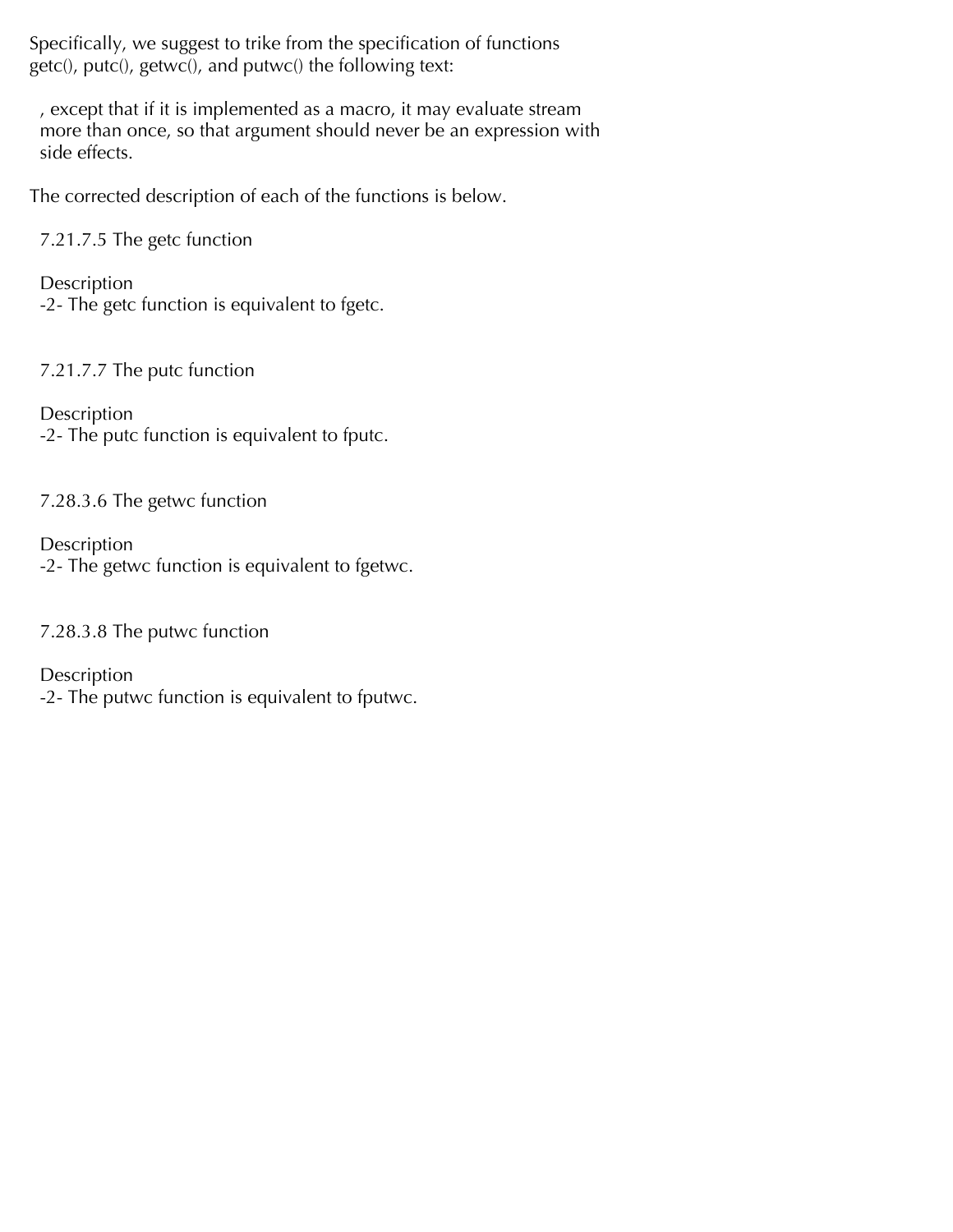Specifically, we suggest to trike from the specification of functions getc(), putc(), getwc(), and putwc() the following text:

> , except that if it is implemented as a macro, it may evaluate stream more than once, so that argument should never be an expression with side effects.

The corrected description of each of the functions is below.

> 7.21.7.5 The getc function
>
> Description
> -2- The getc function is equivalent to fgetc.
>
> 7.21.7.7 The putc function
>
> Description
> -2- The putc function is equivalent to fputc.
>
> 7.28.3.6 The getwc function
>
> Description
> -2- The getwc function is equivalent to fgetwc.
>
> 7.28.3.8 The putwc function
>
> Description
> -2- The putwc function is equivalent to fputwc.